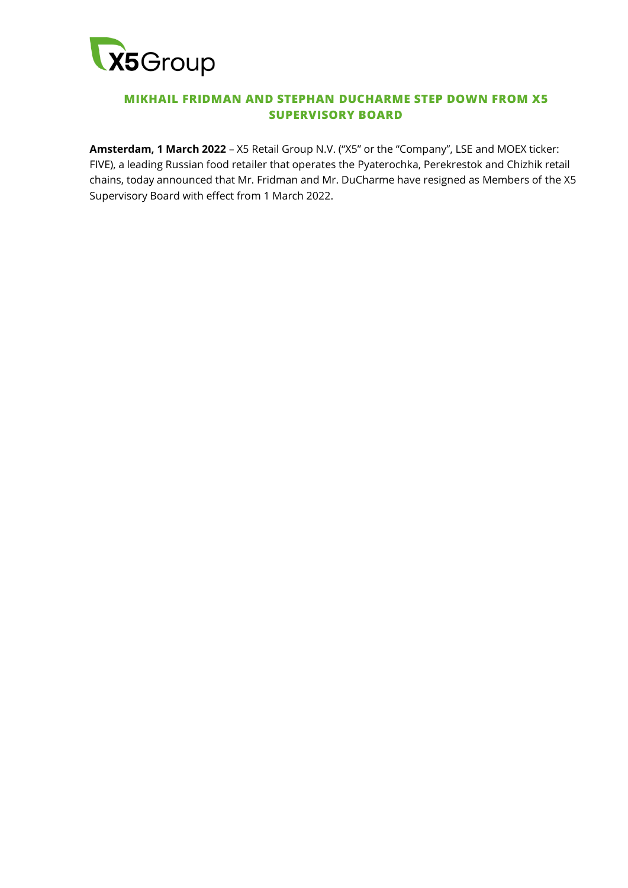# MIKHAIL FRIDMAN AND STEPHAN DUCHARME STEP DOWN FROM X5 SUPERVISORY BOARD

**Amsterdam, 1 March 2022** – X5 Retail Group N.V. ("X5" or the "Company", LSE and MOEX ticker: FIVE), a leading Russian food retailer that operates the Pyaterochka, Perekrestok and Chizhik retail chains, today announced that Mr. Fridman and Mr. DuCharme have resigned as Members of the X5 Supervisory Board with effect from 1 March 2022.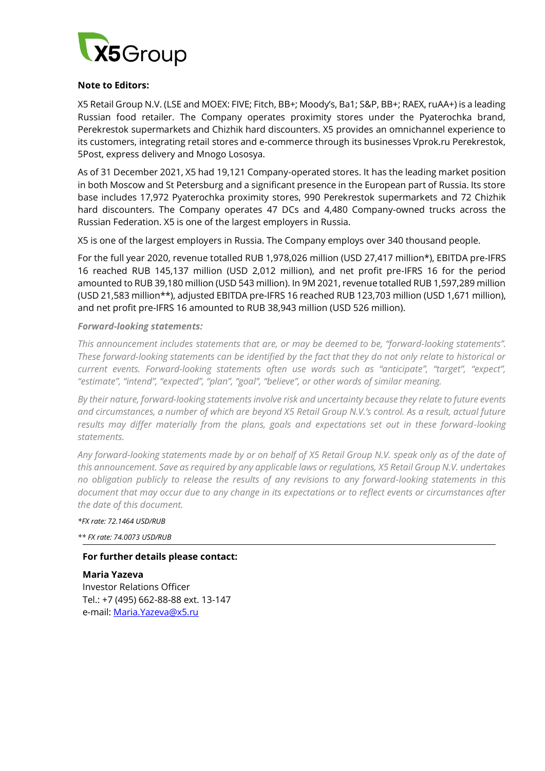**Note to Editors:**

X5 Retail Group N.V. (LSE and MOEX: FIVE; Fitch, BB+; Moody's, Ba1; S&P, BB+; RAEX, ruAA+) is a leading Russian food retailer. The Company operates proximity stores under the Pyaterochka brand, Perekrestok supermarkets and Chizhik hard discounters. X5 provides an omnichannel experience to its customers, integrating retail stores and e-commerce through its businesses Vprok.ru Perekrestok, 5Post, express delivery and Mnogo Lososya.

As of 31 December 2021, X5 had 19,121 Company-operated stores. It has the leading market position in both Moscow and St Petersburg and a significant presence in the European part of Russia. Its store base includes 17,972 Pyaterochka proximity stores, 990 Perekrestok supermarkets and 72 Chizhik hard discounters. The Company operates 47 DCs and 4,480 Company-owned trucks across the Russian Federation. X5 is one of the largest employers in Russia.

X5 is one of the largest employers in Russia. The Company employs over 340 thousand people.

For the full year 2020, revenue totalled RUB 1,978,026 million (USD 27,417 million*), EBITDA pre-IFRS 16 reached RUB 145,137 million (USD 2,012 million), and net profit pre-IFRS 16 for the period amounted to RUB 39,180 million (USD 543 million). In 9M 2021, revenue totalled RUB 1,597,289 million (USD 21,583 million**), adjusted EBITDA pre-IFRS 16 reached RUB 123,703 million (USD 1,671 million), and net profit pre-IFRS 16 amounted to RUB 38,943 million (USD 526 million).

***Forward-looking statements:***

*This announcement includes statements that are, or may be deemed to be, "forward-looking statements". These forward-looking statements can be identified by the fact that they do not only relate to historical or current events. Forward-looking statements often use words such as "anticipate", "target", "expect", "estimate", "intend", "expected", "plan", "goal", "believe", or other words of similar meaning.*

*By their nature, forward-looking statements involve risk and uncertainty because they relate to future events and circumstances, a number of which are beyond X5 Retail Group N.V.'s control. As a result, actual future results may differ materially from the plans, goals and expectations set out in these forward-looking statements.*

*Any forward-looking statements made by or on behalf of X5 Retail Group N.V. speak only as of the date of this announcement. Save as required by any applicable laws or regulations, X5 Retail Group N.V. undertakes no obligation publicly to release the results of any revisions to any forward-looking statements in this document that may occur due to any change in its expectations or to reflect events or circumstances after the date of this document.*

*\*FX rate: 72.1464 USD/RUB*

*\*\* FX rate: 74.0073 USD/RUB*

---

**For further details please contact:**

**Maria Yazeva**
Investor Relations Officer
Tel.: +7 (495) 662-88-88 ext. 13-147
e-mail: Maria.Yazeva@x5.ru